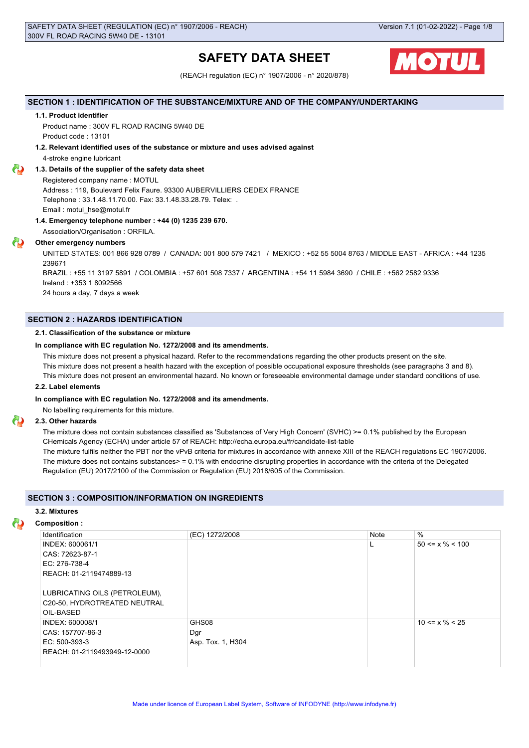# SAFETY DATA SHEET

(REACH regulation (EC) n° 1907/2006 - n° 2020/878)

## SECTION 1 : IDENTIFICATION OF THE SUBSTANCE/MIXTURE AND OF THE COMPANY/UNDERTAKING

### 1.1. Product identifier

Product name : 300V FL ROAD RACING 5W40 DE

Product code : 13101

### 1.2. Relevant identified uses of the substance or mixture and uses advised against

4-stroke engine lubricant

### 1.3. Details of the supplier of the safety data sheet

Registered company name : MOTUL

Address : 119, Boulevard Felix Faure. 93300 AUBERVILLIERS CEDEX FRANCE

Telephone : 33.1.48.11.70.00. Fax: 33.1.48.33.28.79. Telex: .

Email : motul_hse@motul.fr

### 1.4. Emergency telephone number : +44 (0) 1235 239 670.

Association/Organisation : ORFILA.

**Other emergency numbers**

UNITED STATES: 001 866 928 0789 / CANADA: 001 800 579 7421 / MEXICO : +52 55 5004 8763 / MIDDLE EAST - AFRICA : +44 1235 239671

BRAZIL : +55 11 3197 5891 / COLOMBIA : +57 601 508 7337 / ARGENTINA : +54 11 5984 3690 / CHILE : +562 2582 9336

Ireland : +353 1 8092566

24 hours a day, 7 days a week

## SECTION 2 : HAZARDS IDENTIFICATION

### 2.1. Classification of the substance or mixture

**In compliance with EC regulation No. 1272/2008 and its amendments.**

This mixture does not present a physical hazard. Refer to the recommendations regarding the other products present on the site.

This mixture does not present a health hazard with the exception of possible occupational exposure thresholds (see paragraphs 3 and 8).

This mixture does not present an environmental hazard. No known or foreseeable environmental damage under standard conditions of use.

### 2.2. Label elements

**In compliance with EC regulation No. 1272/2008 and its amendments.**

No labelling requirements for this mixture.

### 2.3. Other hazards

The mixture does not contain substances classified as 'Substances of Very High Concern' (SVHC) >= 0.1% published by the European CHemicals Agency (ECHA) under article 57 of REACH: http://echa.europa.eu/fr/candidate-list-table

The mixture fulfils neither the PBT nor the vPvB criteria for mixtures in accordance with annexe XIII of the REACH regulations EC 1907/2006.

The mixture does not contains substances> = 0.1% with endocrine disrupting properties in accordance with the criteria of the Delegated Regulation (EU) 2017/2100 of the Commission or Regulation (EU) 2018/605 of the Commission.

## SECTION 3 : COMPOSITION/INFORMATION ON INGREDIENTS

### 3.2. Mixtures

**Composition :**

| Identification | (EC) 1272/2008 | Note | % |
|---|---|---|---|
| INDEX: 600061/1<br>CAS: 72623-87-1<br>EC: 276-738-4<br>REACH: 01-2119474889-13<br><br>LUBRICATING OILS (PETROLEUM), C20-50, HYDROTREATED NEUTRAL OIL-BASED | | L | 50 <= x % < 100 |
| INDEX: 600008/1<br>CAS: 157707-86-3<br>EC: 500-393-3<br>REACH: 01-2119493949-12-0000 | GHS08<br>Dgr<br>Asp. Tox. 1, H304 | | 10 <= x % < 25 |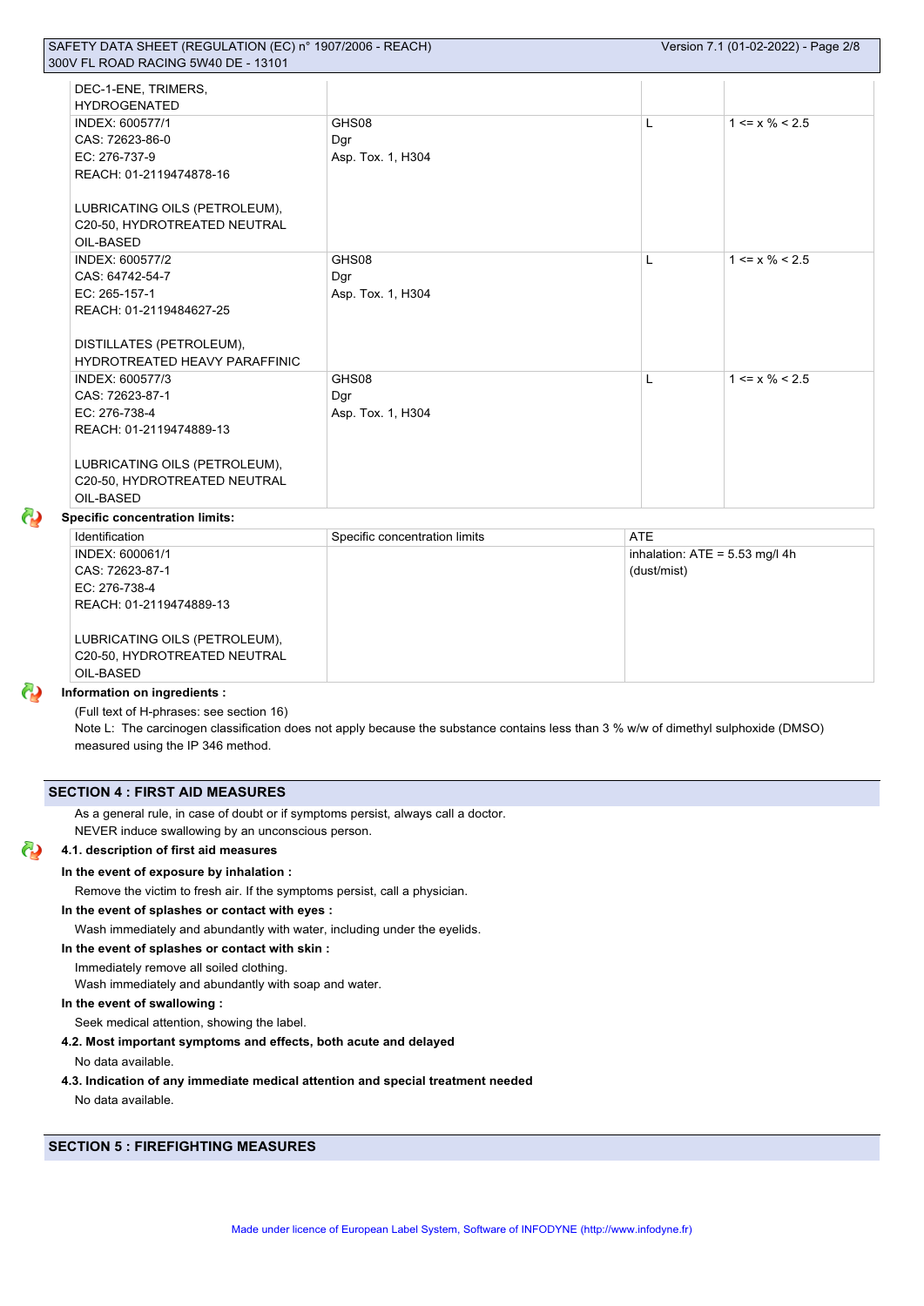| | | | |
|---|---|---|---|
| DEC-1-ENE, TRIMERS, HYDROGENATED | | | |
| INDEX: 600577/1<br>CAS: 72623-86-0<br>EC: 276-737-9<br>REACH: 01-2119474878-16<br><br>LUBRICATING OILS (PETROLEUM), C20-50, HYDROTREATED NEUTRAL OIL-BASED | GHS08<br>Dgr<br>Asp. Tox. 1, H304 | L | 1 <= x % < 2.5 |
| INDEX: 600577/2<br>CAS: 64742-54-7<br>EC: 265-157-1<br>REACH: 01-2119484627-25<br><br>DISTILLATES (PETROLEUM), HYDROTREATED HEAVY PARAFFINIC | GHS08<br>Dgr<br>Asp. Tox. 1, H304 | L | 1 <= x % < 2.5 |
| INDEX: 600577/3<br>CAS: 72623-87-1<br>EC: 276-738-4<br>REACH: 01-2119474889-13<br><br>LUBRICATING OILS (PETROLEUM), C20-50, HYDROTREATED NEUTRAL OIL-BASED | GHS08<br>Dgr<br>Asp. Tox. 1, H304 | L | 1 <= x % < 2.5 |

**Specific concentration limits:**

| Identification | Specific concentration limits | ATE |
|---|---|---|
| INDEX: 600061/1<br>CAS: 72623-87-1<br>EC: 276-738-4<br>REACH: 01-2119474889-13<br><br>LUBRICATING OILS (PETROLEUM), C20-50, HYDROTREATED NEUTRAL OIL-BASED | | inhalation: ATE = 5.53 mg/l 4h (dust/mist) |

**Information on ingredients :**

(Full text of H-phrases: see section 16)
Note L: The carcinogen classification does not apply because the substance contains less than 3 % w/w of dimethyl sulphoxide (DMSO) measured using the IP 346 method.

## SECTION 4 : FIRST AID MEASURES

As a general rule, in case of doubt or if symptoms persist, always call a doctor.
NEVER induce swallowing by an unconscious person.

### 4.1. description of first aid measures

**In the event of exposure by inhalation :**

Remove the victim to fresh air. If the symptoms persist, call a physician.

**In the event of splashes or contact with eyes :**

Wash immediately and abundantly with water, including under the eyelids.

**In the event of splashes or contact with skin :**

Immediately remove all soiled clothing.
Wash immediately and abundantly with soap and water.

**In the event of swallowing :**

Seek medical attention, showing the label.

### 4.2. Most important symptoms and effects, both acute and delayed

No data available.

### 4.3. Indication of any immediate medical attention and special treatment needed

No data available.

## SECTION 5 : FIREFIGHTING MEASURES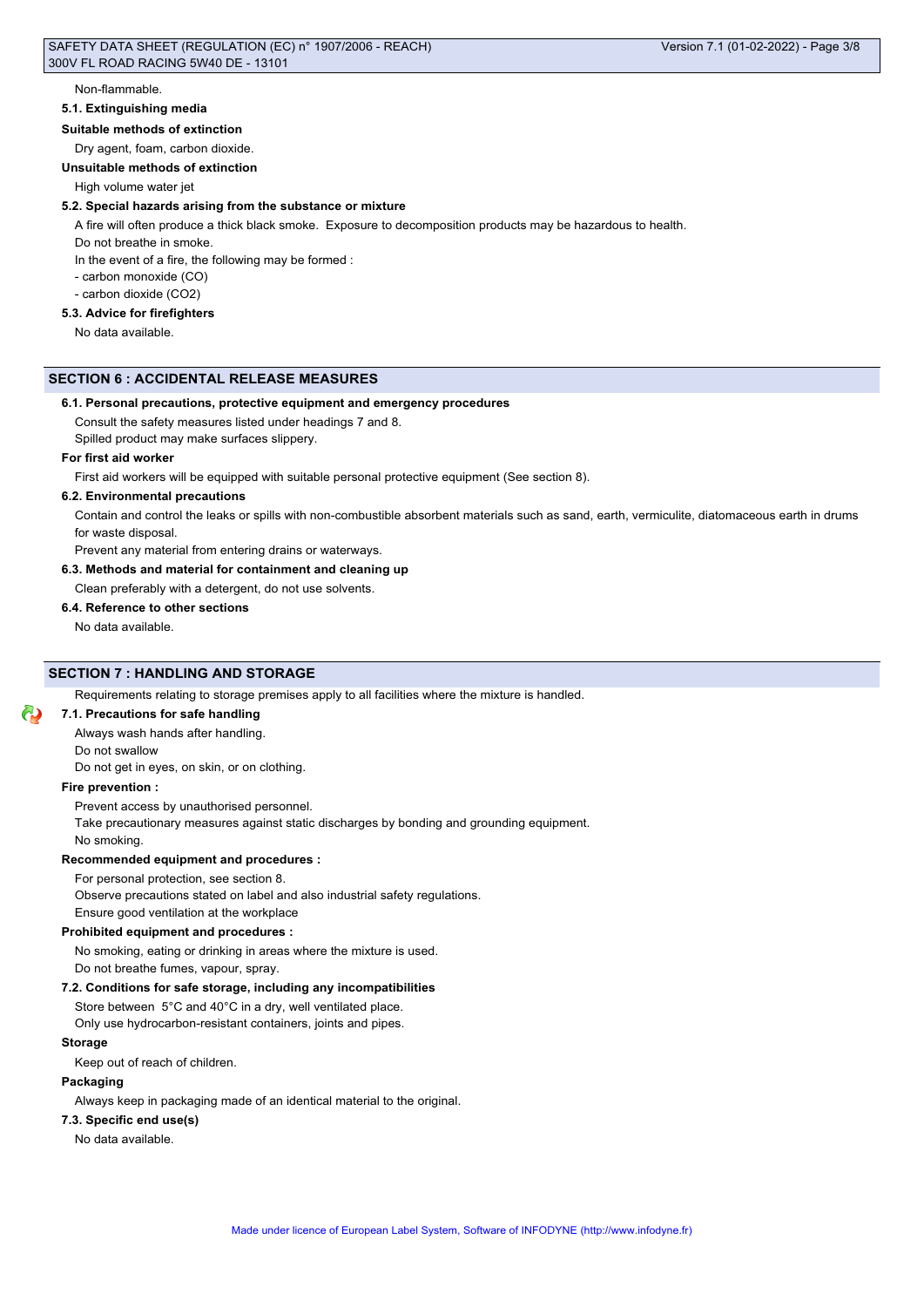Non-flammable.

### 5.1. Extinguishing media

**Suitable methods of extinction**

Dry agent, foam, carbon dioxide.

**Unsuitable methods of extinction**

High volume water jet

### 5.2. Special hazards arising from the substance or mixture

A fire will often produce a thick black smoke. Exposure to decomposition products may be hazardous to health.

Do not breathe in smoke.

In the event of a fire, the following may be formed :

- carbon monoxide (CO)
- carbon dioxide ($CO_2$)

### 5.3. Advice for firefighters

No data available.

## SECTION 6 : ACCIDENTAL RELEASE MEASURES

### 6.1. Personal precautions, protective equipment and emergency procedures

Consult the safety measures listed under headings 7 and 8.

Spilled product may make surfaces slippery.

**For first aid worker**

First aid workers will be equipped with suitable personal protective equipment (See section 8).

### 6.2. Environmental precautions

Contain and control the leaks or spills with non-combustible absorbent materials such as sand, earth, vermiculite, diatomaceous earth in drums for waste disposal.

Prevent any material from entering drains or waterways.

### 6.3. Methods and material for containment and cleaning up

Clean preferably with a detergent, do not use solvents.

### 6.4. Reference to other sections

No data available.

## SECTION 7 : HANDLING AND STORAGE

Requirements relating to storage premises apply to all facilities where the mixture is handled.

### 7.1. Precautions for safe handling

Always wash hands after handling.

Do not swallow

Do not get in eyes, on skin, or on clothing.

**Fire prevention :**

Prevent access by unauthorised personnel.

Take precautionary measures against static discharges by bonding and grounding equipment.

No smoking.

**Recommended equipment and procedures :**

For personal protection, see section 8.

Observe precautions stated on label and also industrial safety regulations.

Ensure good ventilation at the workplace

**Prohibited equipment and procedures :**

No smoking, eating or drinking in areas where the mixture is used.

Do not breathe fumes, vapour, spray.

### 7.2. Conditions for safe storage, including any incompatibilities

Store between 5°C and 40°C in a dry, well ventilated place.

Only use hydrocarbon-resistant containers, joints and pipes.

**Storage**

Keep out of reach of children.

**Packaging**

Always keep in packaging made of an identical material to the original.

### 7.3. Specific end use(s)

No data available.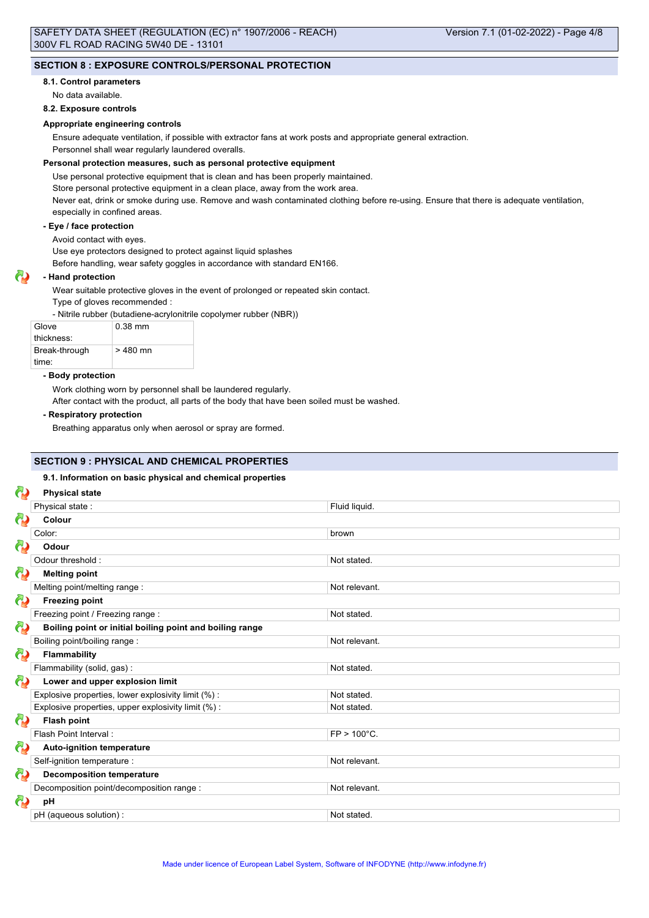## SECTION 8 : EXPOSURE CONTROLS/PERSONAL PROTECTION

### 8.1. Control parameters

No data available.

### 8.2. Exposure controls

**Appropriate engineering controls**

Ensure adequate ventilation, if possible with extractor fans at work posts and appropriate general extraction.
Personnel shall wear regularly laundered overalls.

**Personal protection measures, such as personal protective equipment**

Use personal protective equipment that is clean and has been properly maintained.
Store personal protective equipment in a clean place, away from the work area.
Never eat, drink or smoke during use. Remove and wash contaminated clothing before re-using. Ensure that there is adequate ventilation, especially in confined areas.

**- Eye / face protection**

Avoid contact with eyes.
Use eye protectors designed to protect against liquid splashes
Before handling, wear safety goggles in accordance with standard EN166.

**- Hand protection**

Wear suitable protective gloves in the event of prolonged or repeated skin contact.
Type of gloves recommended :
- Nitrile rubber (butadiene-acrylonitrile copolymer rubber (NBR))

| Glove thickness: | 0.38 mm |
|---|---|
| Break-through time: | > 480 mn |

**- Body protection**

Work clothing worn by personnel shall be laundered regularly.
After contact with the product, all parts of the body that have been soiled must be washed.

**- Respiratory protection**

Breathing apparatus only when aerosol or spray are formed.

## SECTION 9 : PHYSICAL AND CHEMICAL PROPERTIES

### 9.1. Information on basic physical and chemical properties

| **Physical state** | |
|---|---|
| Physical state : | Fluid liquid. |
| **Colour** | |
| Color: | brown |
| **Odour** | |
| Odour threshold : | Not stated. |
| **Melting point** | |
| Melting point/melting range : | Not relevant. |
| **Freezing point** | |
| Freezing point / Freezing range : | Not stated. |
| **Boiling point or initial boiling point and boiling range** | |
| Boiling point/boiling range : | Not relevant. |
| **Flammability** | |
| Flammability (solid, gas) : | Not stated. |
| **Lower and upper explosion limit** | |
| Explosive properties, lower explosivity limit (%) : | Not stated. |
| Explosive properties, upper explosivity limit (%) : | Not stated. |
| **Flash point** | |
| Flash Point Interval : | FP > 100°C. |
| **Auto-ignition temperature** | |
| Self-ignition temperature : | Not relevant. |
| **Decomposition temperature** | |
| Decomposition point/decomposition range : | Not relevant. |
| **pH** | |
| pH (aqueous solution) : | Not stated. |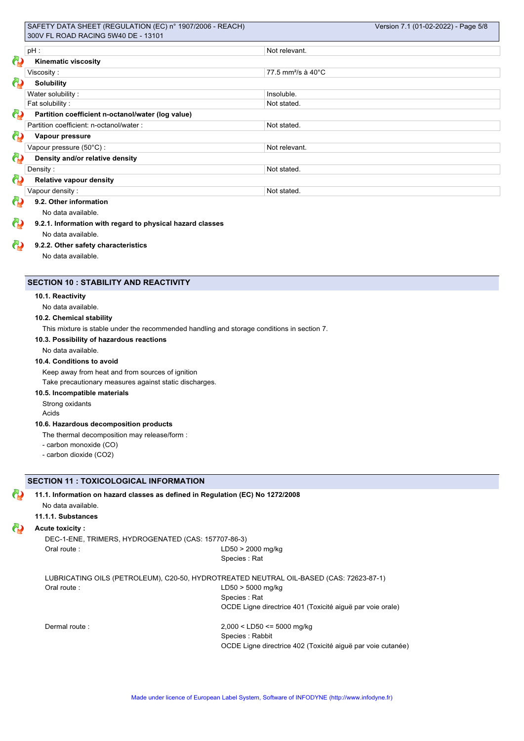| pH : | Not relevant. |
| --- | --- |

**Kinematic viscosity**

| Viscosity : | 77.5 mm²/s à 40°C |
| --- | --- |

**Solubility**

| Water solubility : | Insoluble. |
| --- | --- |
| Fat solubility : | Not stated. |

**Partition coefficient n-octanol/water (log value)**

| Partition coefficient: n-octanol/water : | Not stated. |
| --- | --- |

**Vapour pressure**

| Vapour pressure (50°C) : | Not relevant. |
| --- | --- |

**Density and/or relative density**

| Density : | Not stated. |
| --- | --- |

**Relative vapour density**

| Vapour density : | Not stated. |
| --- | --- |

**9.2. Other information**

No data available.

**9.2.1. Information with regard to physical hazard classes**

No data available.

**9.2.2. Other safety characteristics**

No data available.

## SECTION 10 : STABILITY AND REACTIVITY

**10.1. Reactivity**

No data available.

**10.2. Chemical stability**

This mixture is stable under the recommended handling and storage conditions in section 7.

**10.3. Possibility of hazardous reactions**

No data available.

**10.4. Conditions to avoid**

Keep away from heat and from sources of ignition

Take precautionary measures against static discharges.

**10.5. Incompatible materials**

Strong oxidants

Acids

**10.6. Hazardous decomposition products**

The thermal decomposition may release/form :

- carbon monoxide (CO)
- carbon dioxide ($CO_2$)

## SECTION 11 : TOXICOLOGICAL INFORMATION

**11.1. Information on hazard classes as defined in Regulation (EC) No 1272/2008**

No data available.

**11.1.1. Substances**

**Acute toxicity :**

DEC-1-ENE, TRIMERS, HYDROGENATED (CAS: 157707-86-3)

Oral route : LD50 > 2000 mg/kg
Species : Rat

LUBRICATING OILS (PETROLEUM), C20-50, HYDROTREATED NEUTRAL OIL-BASED (CAS: 72623-87-1)

Oral route : LD50 > 5000 mg/kg
Species : Rat
OCDE Ligne directrice 401 (Toxicité aiguë par voie orale)

Dermal route : 2,000 < LD50 <= 5000 mg/kg
Species : Rabbit
OCDE Ligne directrice 402 (Toxicité aiguë par voie cutanée)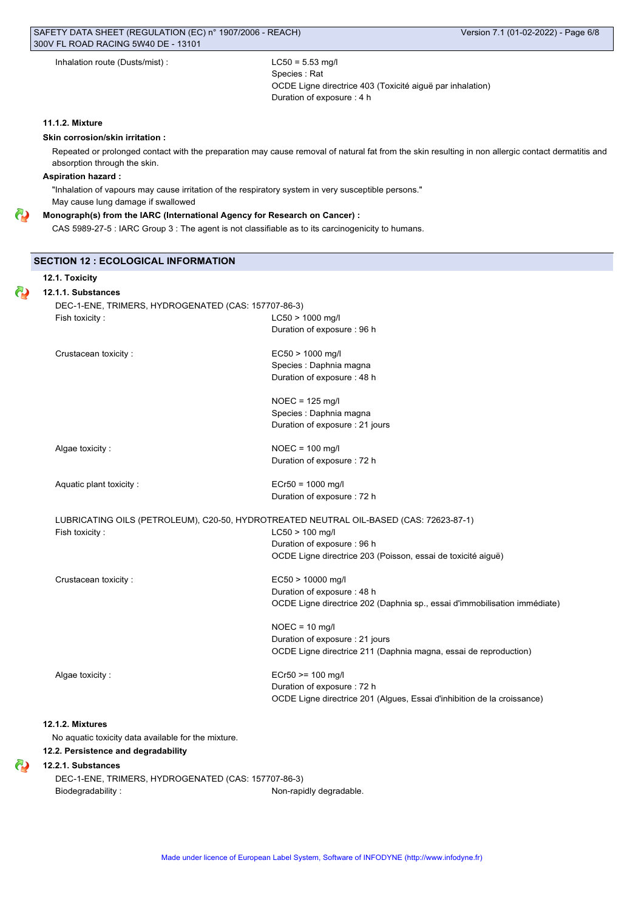Inhalation route (Dusts/mist) : LC50 = 5.53 mg/l
Species : Rat
OCDE Ligne directrice 403 (Toxicité aiguë par inhalation)
Duration of exposure : 4 h

#### 11.1.2. Mixture

**Skin corrosion/skin irritation :**

Repeated or prolonged contact with the preparation may cause removal of natural fat from the skin resulting in non allergic contact dermatitis and absorption through the skin.

**Aspiration hazard :**

"Inhalation of vapours may cause irritation of the respiratory system in very susceptible persons."
May cause lung damage if swallowed

**Monograph(s) from the IARC (International Agency for Research on Cancer) :**

CAS 5989-27-5 : IARC Group 3 : The agent is not classifiable as to its carcinogenicity to humans.

## SECTION 12 : ECOLOGICAL INFORMATION

### 12.1. Toxicity

#### 12.1.1. Substances

DEC-1-ENE, TRIMERS, HYDROGENATED (CAS: 157707-86-3)

| | |
|---|---|
| Fish toxicity : | LC50 > 1000 mg/l<br>Duration of exposure : 96 h |
| Crustacean toxicity : | EC50 > 1000 mg/l<br>Species : Daphnia magna<br>Duration of exposure : 48 h |
| | NOEC = 125 mg/l<br>Species : Daphnia magna<br>Duration of exposure : 21 jours |
| Algae toxicity : | NOEC = 100 mg/l<br>Duration of exposure : 72 h |
| Aquatic plant toxicity : | ECr50 = 1000 mg/l<br>Duration of exposure : 72 h |

LUBRICATING OILS (PETROLEUM), C20-50, HYDROTREATED NEUTRAL OIL-BASED (CAS: 72623-87-1)

| | |
|---|---|
| Fish toxicity : | LC50 > 100 mg/l<br>Duration of exposure : 96 h<br>OCDE Ligne directrice 203 (Poisson, essai de toxicité aiguë) |
| Crustacean toxicity : | EC50 > 10000 mg/l<br>Duration of exposure : 48 h<br>OCDE Ligne directrice 202 (Daphnia sp., essai d'immobilisation immédiate) |
| | NOEC = 10 mg/l<br>Duration of exposure : 21 jours<br>OCDE Ligne directrice 211 (Daphnia magna, essai de reproduction) |
| Algae toxicity : | ECr50 >= 100 mg/l<br>Duration of exposure : 72 h<br>OCDE Ligne directrice 201 (Algues, Essai d'inhibition de la croissance) |

#### 12.1.2. Mixtures

No aquatic toxicity data available for the mixture.

### 12.2. Persistence and degradability

#### 12.2.1. Substances

DEC-1-ENE, TRIMERS, HYDROGENATED (CAS: 157707-86-3)

Biodegradability : Non-rapidly degradable.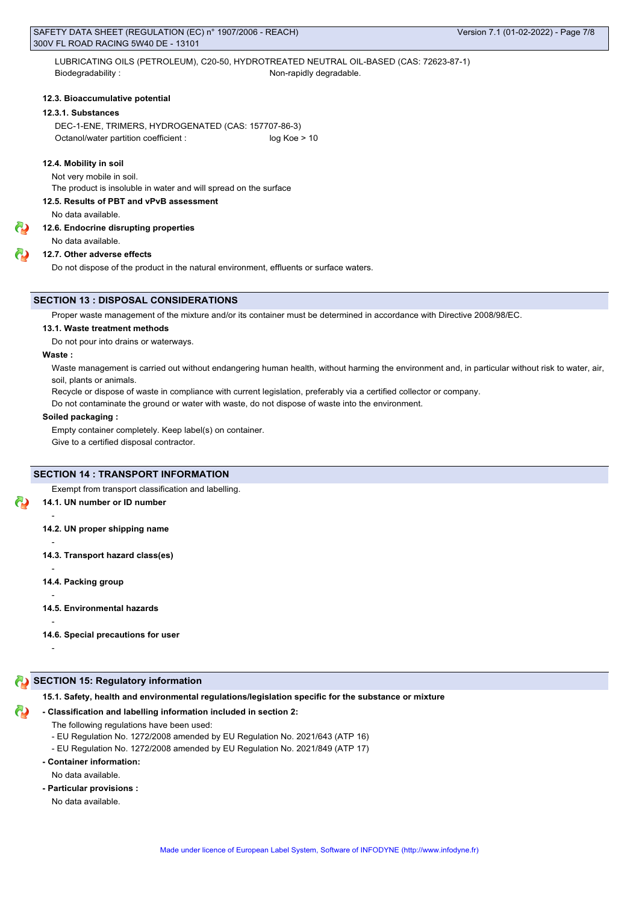LUBRICATING OILS (PETROLEUM), C20-50, HYDROTREATED NEUTRAL OIL-BASED (CAS: 72623-87-1)

Biodegradability : Non-rapidly degradable.

#### 12.3. Bioaccumulative potential

#### 12.3.1. Substances

DEC-1-ENE, TRIMERS, HYDROGENATED (CAS: 157707-86-3)

Octanol/water partition coefficient : log Koe > 10

#### 12.4. Mobility in soil

Not very mobile in soil.

The product is insoluble in water and will spread on the surface

#### 12.5. Results of PBT and vPvB assessment

No data available.

#### 12.6. Endocrine disrupting properties

No data available.

#### 12.7. Other adverse effects

Do not dispose of the product in the natural environment, effluents or surface waters.

## SECTION 13 : DISPOSAL CONSIDERATIONS

Proper waste management of the mixture and/or its container must be determined in accordance with Directive 2008/98/EC.

#### 13.1. Waste treatment methods

Do not pour into drains or waterways.

**Waste :**

Waste management is carried out without endangering human health, without harming the environment and, in particular without risk to water, air, soil, plants or animals.

Recycle or dispose of waste in compliance with current legislation, preferably via a certified collector or company.

Do not contaminate the ground or water with waste, do not dispose of waste into the environment.

**Soiled packaging :**

Empty container completely. Keep label(s) on container.

Give to a certified disposal contractor.

## SECTION 14 : TRANSPORT INFORMATION

Exempt from transport classification and labelling.

#### 14.1. UN number or ID number

-

#### 14.2. UN proper shipping name

-

#### 14.3. Transport hazard class(es)

-

#### 14.4. Packing group

-

#### 14.5. Environmental hazards

-

#### 14.6. Special precautions for user

-

## SECTION 15: Regulatory information

#### 15.1. Safety, health and environmental regulations/legislation specific for the substance or mixture

**- Classification and labelling information included in section 2:**

The following regulations have been used:

- EU Regulation No. 1272/2008 amended by EU Regulation No. 2021/643 (ATP 16)
- EU Regulation No. 1272/2008 amended by EU Regulation No. 2021/849 (ATP 17)

**- Container information:**

No data available.

**- Particular provisions :**

No data available.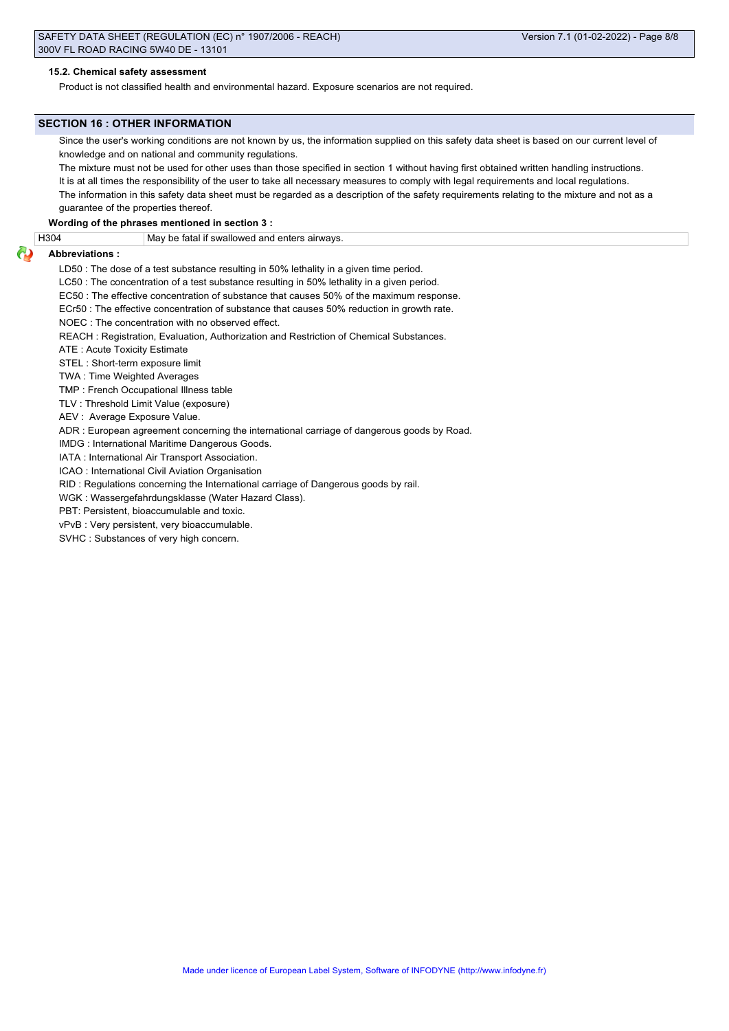### 15.2. Chemical safety assessment

Product is not classified health and environmental hazard. Exposure scenarios are not required.

## SECTION 16 : OTHER INFORMATION

Since the user's working conditions are not known by us, the information supplied on this safety data sheet is based on our current level of knowledge and on national and community regulations.

The mixture must not be used for other uses than those specified in section 1 without having first obtained written handling instructions.

It is at all times the responsibility of the user to take all necessary measures to comply with legal requirements and local regulations.

The information in this safety data sheet must be regarded as a description of the safety requirements relating to the mixture and not as a guarantee of the properties thereof.

**Wording of the phrases mentioned in section 3 :**

| | |
|---|---|
| H304 | May be fatal if swallowed and enters airways. |

**Abbreviations :**

LD50 : The dose of a test substance resulting in 50% lethality in a given time period.

LC50 : The concentration of a test substance resulting in 50% lethality in a given period.

EC50 : The effective concentration of substance that causes 50% of the maximum response.

ECr50 : The effective concentration of substance that causes 50% reduction in growth rate.

NOEC : The concentration with no observed effect.

REACH : Registration, Evaluation, Authorization and Restriction of Chemical Substances.

ATE : Acute Toxicity Estimate

STEL : Short-term exposure limit

TWA : Time Weighted Averages

TMP : French Occupational Illness table

TLV : Threshold Limit Value (exposure)

AEV : Average Exposure Value.

ADR : European agreement concerning the international carriage of dangerous goods by Road.

IMDG : International Maritime Dangerous Goods.

IATA : International Air Transport Association.

ICAO : International Civil Aviation Organisation

RID : Regulations concerning the International carriage of Dangerous goods by rail.

WGK : Wassergefahrdungsklasse (Water Hazard Class).

PBT: Persistent, bioaccumulable and toxic.

vPvB : Very persistent, very bioaccumulable.

SVHC : Substances of very high concern.